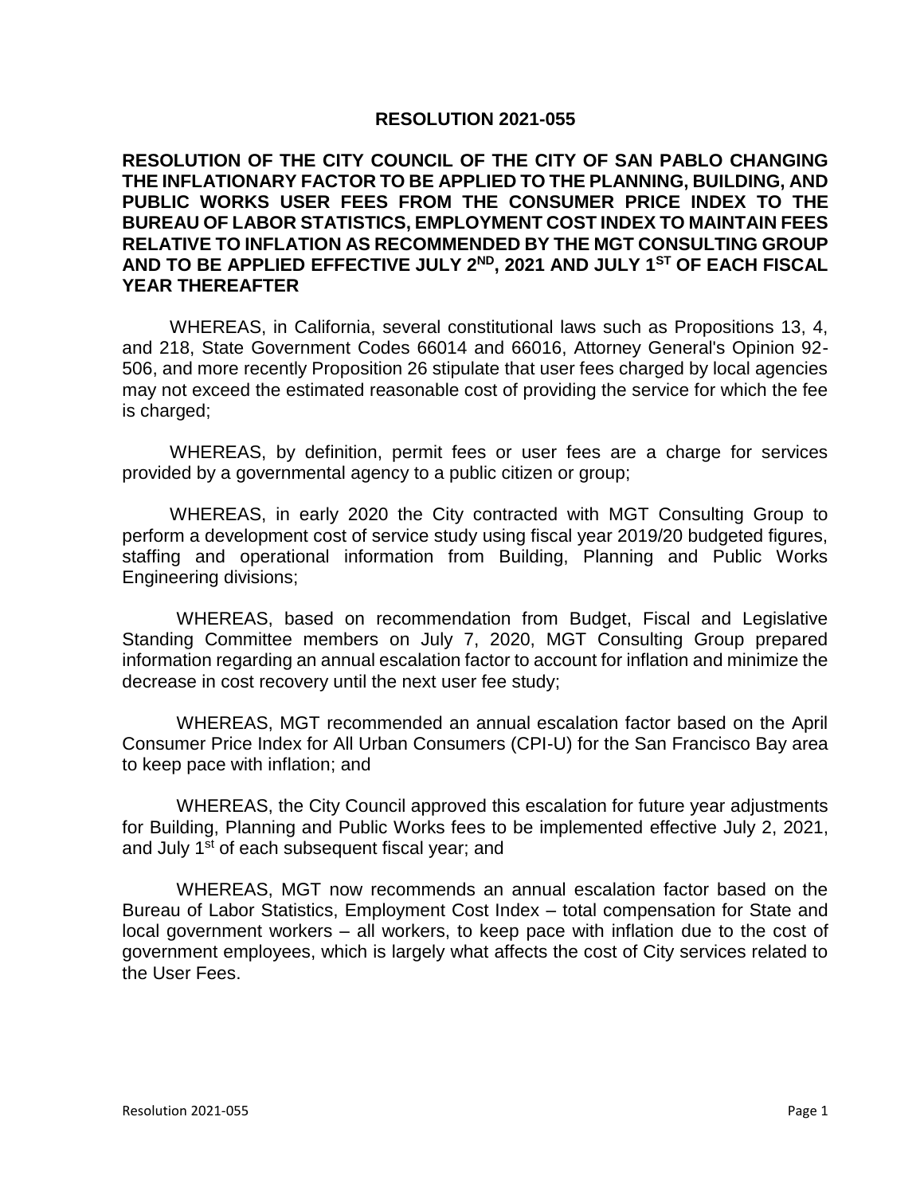# RESOLUTION 2021-055

**RESOLUTION OF THE CITY COUNCIL OF THE CITY OF SAN PABLO CHANGING THE INFLATIONARY FACTOR TO BE APPLIED TO THE PLANNING, BUILDING, AND PUBLIC WORKS USER FEES FROM THE CONSUMER PRICE INDEX TO THE BUREAU OF LABOR STATISTICS, EMPLOYMENT COST INDEX TO MAINTAIN FEES RELATIVE TO INFLATION AS RECOMMENDED BY THE MGT CONSULTING GROUP AND TO BE APPLIED EFFECTIVE JULY 2ND, 2021 AND JULY 1ST OF EACH FISCAL YEAR THEREAFTER**

WHEREAS, in California, several constitutional laws such as Propositions 13, 4, and 218, State Government Codes 66014 and 66016, Attorney General's Opinion 92-506, and more recently Proposition 26 stipulate that user fees charged by local agencies may not exceed the estimated reasonable cost of providing the service for which the fee is charged;

WHEREAS, by definition, permit fees or user fees are a charge for services provided by a governmental agency to a public citizen or group;

WHEREAS, in early 2020 the City contracted with MGT Consulting Group to perform a development cost of service study using fiscal year 2019/20 budgeted figures, staffing and operational information from Building, Planning and Public Works Engineering divisions;

WHEREAS, based on recommendation from Budget, Fiscal and Legislative Standing Committee members on July 7, 2020, MGT Consulting Group prepared information regarding an annual escalation factor to account for inflation and minimize the decrease in cost recovery until the next user fee study;

WHEREAS, MGT recommended an annual escalation factor based on the April Consumer Price Index for All Urban Consumers (CPI-U) for the San Francisco Bay area to keep pace with inflation; and

WHEREAS, the City Council approved this escalation for future year adjustments for Building, Planning and Public Works fees to be implemented effective July 2, 2021, and July 1st of each subsequent fiscal year; and

WHEREAS, MGT now recommends an annual escalation factor based on the Bureau of Labor Statistics, Employment Cost Index – total compensation for State and local government workers – all workers, to keep pace with inflation due to the cost of government employees, which is largely what affects the cost of City services related to the User Fees.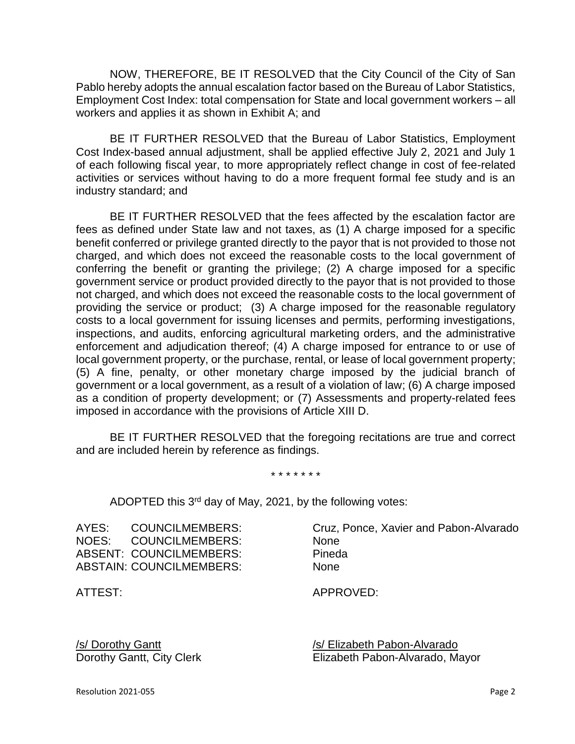NOW, THEREFORE, BE IT RESOLVED that the City Council of the City of San Pablo hereby adopts the annual escalation factor based on the Bureau of Labor Statistics, Employment Cost Index: total compensation for State and local government workers – all workers and applies it as shown in Exhibit A; and

BE IT FURTHER RESOLVED that the Bureau of Labor Statistics, Employment Cost Index-based annual adjustment, shall be applied effective July 2, 2021 and July 1 of each following fiscal year, to more appropriately reflect change in cost of fee-related activities or services without having to do a more frequent formal fee study and is an industry standard; and

BE IT FURTHER RESOLVED that the fees affected by the escalation factor are fees as defined under State law and not taxes, as (1) A charge imposed for a specific benefit conferred or privilege granted directly to the payor that is not provided to those not charged, and which does not exceed the reasonable costs to the local government of conferring the benefit or granting the privilege; (2) A charge imposed for a specific government service or product provided directly to the payor that is not provided to those not charged, and which does not exceed the reasonable costs to the local government of providing the service or product; (3) A charge imposed for the reasonable regulatory costs to a local government for issuing licenses and permits, performing investigations, inspections, and audits, enforcing agricultural marketing orders, and the administrative enforcement and adjudication thereof; (4) A charge imposed for entrance to or use of local government property, or the purchase, rental, or lease of local government property; (5) A fine, penalty, or other monetary charge imposed by the judicial branch of government or a local government, as a result of a violation of law; (6) A charge imposed as a condition of property development; or (7) Assessments and property-related fees imposed in accordance with the provisions of Article XIII D.

BE IT FURTHER RESOLVED that the foregoing recitations are true and correct and are included herein by reference as findings.

\* \* \* \* \* \* \*

ADOPTED this 3rd day of May, 2021, by the following votes:

| | |
|---|---|
| AYES: COUNCILMEMBERS: | Cruz, Ponce, Xavier and Pabon-Alvarado |
| NOES: COUNCILMEMBERS: | None |
| ABSENT: COUNCILMEMBERS: | Pineda |
| ABSTAIN: COUNCILMEMBERS: | None |

ATTEST: APPROVED:

/s/ Dorothy Gantt
Dorothy Gantt, City Clerk

/s/ Elizabeth Pabon-Alvarado
Elizabeth Pabon-Alvarado, Mayor

Resolution 2021-055